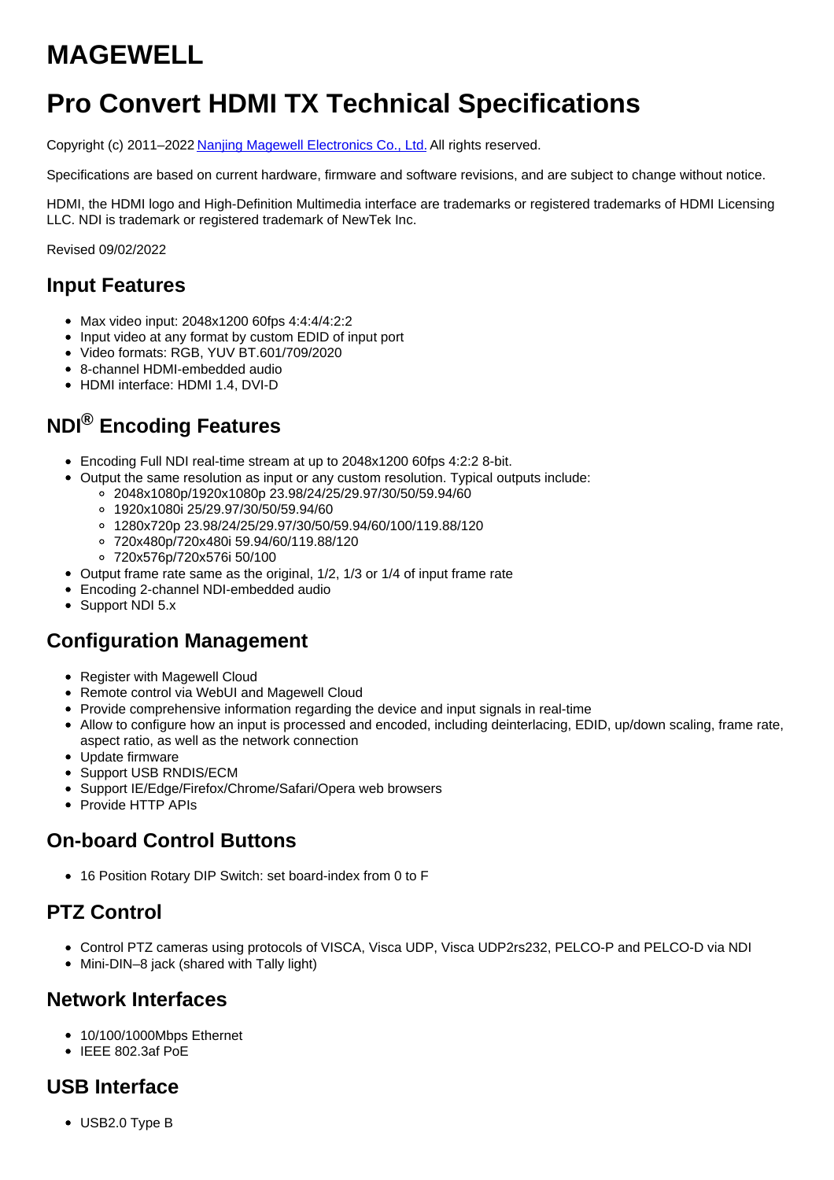# MAGEWELL

# Pro Convert HDMI TX Technical Specifications

Copyright (c) 2011–2022 [Nanjing Magewell Electronics Co., Ltd.](#) All rights reserved.

Specifications are based on current hardware, firmware and software revisions, and are subject to change without notice.

HDMI, the HDMI logo and High-Definition Multimedia interface are trademarks or registered trademarks of HDMI Licensing LLC. NDI is trademark or registered trademark of NewTek Inc.

Revised 09/02/2022

## Input Features

- Max video input: 2048x1200 60fps 4:4:4/4:2:2
- Input video at any format by custom EDID of input port
- Video formats: RGB, YUV BT.601/709/2020
- 8-channel HDMI-embedded audio
- HDMI interface: HDMI 1.4, DVI-D

## NDI® Encoding Features

- Encoding Full NDI real-time stream at up to 2048x1200 60fps 4:2:2 8-bit.
- Output the same resolution as input or any custom resolution. Typical outputs include:
  - 2048x1080p/1920x1080p 23.98/24/25/29.97/30/50/59.94/60
  - 1920x1080i 25/29.97/30/50/59.94/60
  - 1280x720p 23.98/24/25/29.97/30/50/59.94/60/100/119.88/120
  - 720x480p/720x480i 59.94/60/119.88/120
  - 720x576p/720x576i 50/100
- Output frame rate same as the original, 1/2, 1/3 or 1/4 of input frame rate
- Encoding 2-channel NDI-embedded audio
- Support NDI 5.x

## Configuration Management

- Register with Magewell Cloud
- Remote control via WebUI and Magewell Cloud
- Provide comprehensive information regarding the device and input signals in real-time
- Allow to configure how an input is processed and encoded, including deinterlacing, EDID, up/down scaling, frame rate, aspect ratio, as well as the network connection
- Update firmware
- Support USB RNDIS/ECM
- Support IE/Edge/Firefox/Chrome/Safari/Opera web browsers
- Provide HTTP APIs

## On-board Control Buttons

- 16 Position Rotary DIP Switch: set board-index from 0 to F

## PTZ Control

- Control PTZ cameras using protocols of VISCA, Visca UDP, Visca UDP2rs232, PELCO-P and PELCO-D via NDI
- Mini-DIN–8 jack (shared with Tally light)

## Network Interfaces

- 10/100/1000Mbps Ethernet
- IEEE 802.3af PoE

## USB Interface

- USB2.0 Type B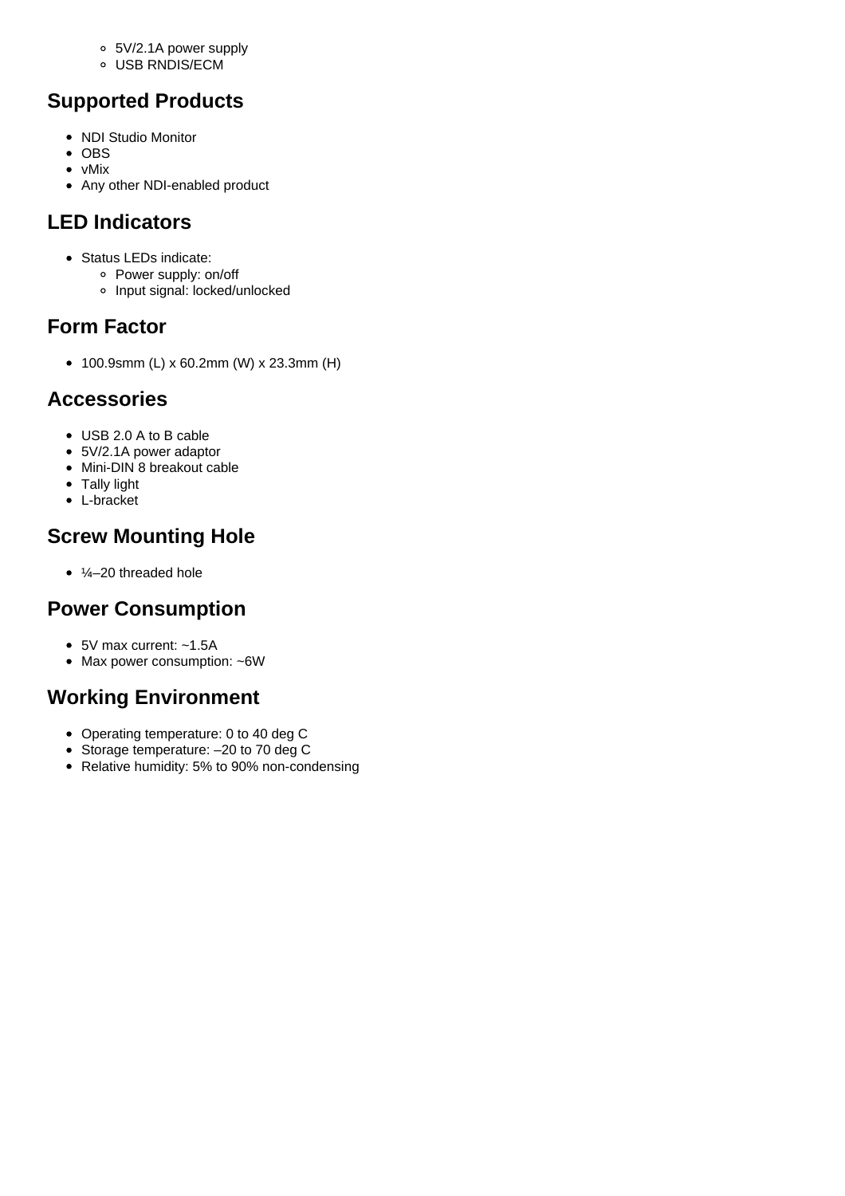- 5V/2.1A power supply
    - USB RNDIS/ECM

## Supported Products

- NDI Studio Monitor
- OBS
- vMix
- Any other NDI-enabled product

## LED Indicators

- Status LEDs indicate:
    - Power supply: on/off
    - Input signal: locked/unlocked

## Form Factor

- 100.9smm (L) x 60.2mm (W) x 23.3mm (H)

## Accessories

- USB 2.0 A to B cable
- 5V/2.1A power adaptor
- Mini-DIN 8 breakout cable
- Tally light
- L-bracket

## Screw Mounting Hole

- ¼–20 threaded hole

## Power Consumption

- 5V max current: ~1.5A
- Max power consumption: ~6W

## Working Environment

- Operating temperature: 0 to 40 deg C
- Storage temperature: –20 to 70 deg C
- Relative humidity: 5% to 90% non-condensing